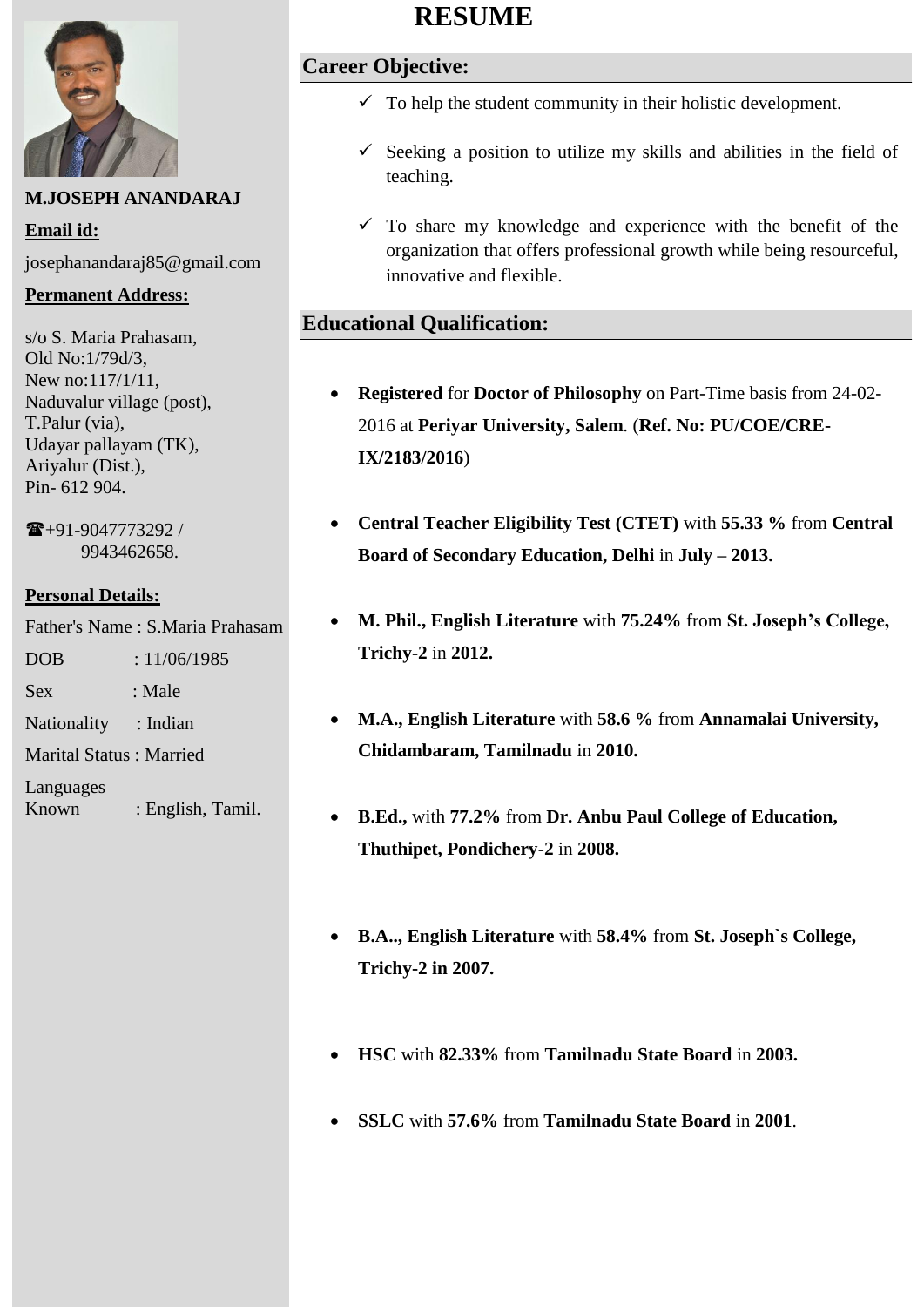# RESUME

**M.JOSEPH ANANDARAJ**

**Email id:**

josephanandaraj85@gmail.com

**Permanent Address:**

s/o S. Maria Prahasam,
Old No:1/79d/3,
New no:117/1/11,
Naduvalur village (post),
T.Palur (via),
Udayar pallayam (TK),
Ariyalur (Dist.),
Pin- 612 904.

☎+91-9047773292 /
9943462658.

**Personal Details:**

Father's Name : S.Maria Prahasam

DOB : 11/06/1985

Sex : Male

Nationality : Indian

Marital Status : Married

Languages Known : English, Tamil.

## Career Objective:

- ✓ To help the student community in their holistic development.
- ✓ Seeking a position to utilize my skills and abilities in the field of teaching.
- ✓ To share my knowledge and experience with the benefit of the organization that offers professional growth while being resourceful, innovative and flexible.

## Educational Qualification:

- **Registered** for **Doctor of Philosophy** on Part-Time basis from 24-02-2016 at **Periyar University, Salem**. (**Ref. No: PU/COE/CRE-IX/2183/2016**)
- **Central Teacher Eligibility Test (CTET)** with **55.33 %** from **Central Board of Secondary Education, Delhi** in **July – 2013.**
- **M. Phil., English Literature** with **75.24%** from **St. Joseph's College, Trichy-2** in **2012.**
- **M.A., English Literature** with **58.6 %** from **Annamalai University, Chidambaram, Tamilnadu** in **2010.**
- **B.Ed.,** with **77.2%** from **Dr. Anbu Paul College of Education, Thuthipet, Pondichery-2** in **2008.**
- **B.A.., English Literature** with **58.4%** from **St. Joseph`s College, Trichy-2 in 2007.**
- **HSC** with **82.33%** from **Tamilnadu State Board** in **2003.**
- **SSLC** with **57.6%** from **Tamilnadu State Board** in **2001**.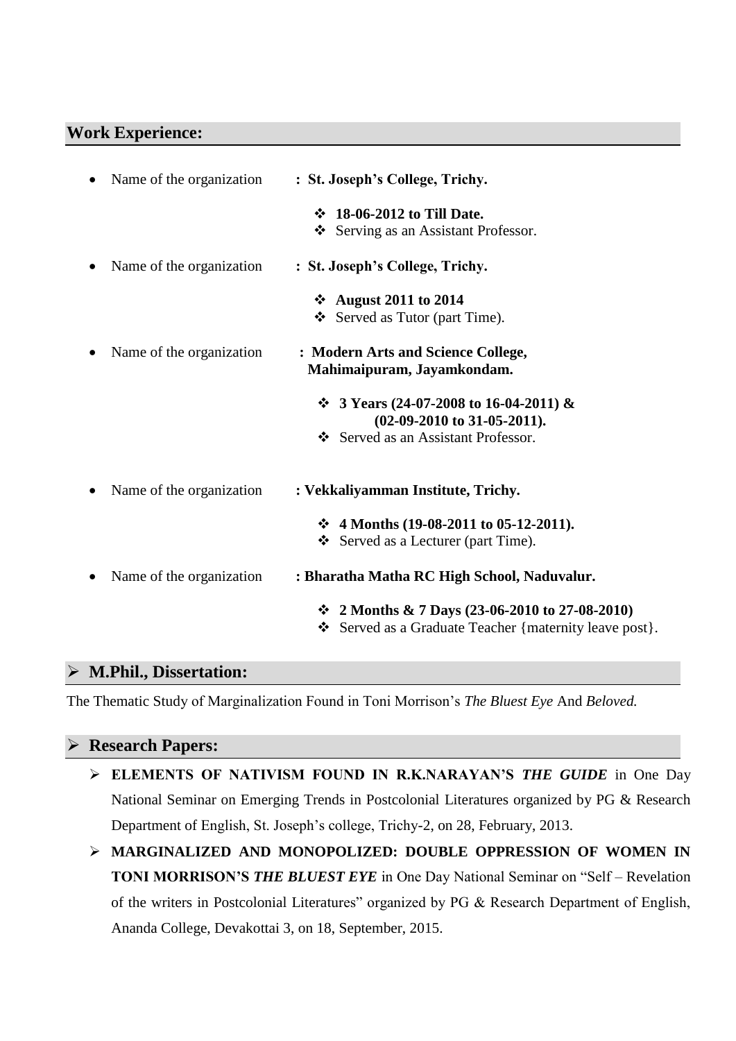## Work Experience:

- Name of the organization : **St. Joseph's College, Trichy.**
  - **18-06-2012 to Till Date.**
  - Serving as an Assistant Professor.
- Name of the organization : **St. Joseph's College, Trichy.**
  - **August 2011 to 2014**
  - Served as Tutor (part Time).
- Name of the organization : **Modern Arts and Science College, Mahimaipuram, Jayamkondam.**
  - **3 Years (24-07-2008 to 16-04-2011) & (02-09-2010 to 31-05-2011).**
  - Served as an Assistant Professor.
- Name of the organization : **Vekkaliyamman Institute, Trichy.**
  - **4 Months (19-08-2011 to 05-12-2011).**
  - Served as a Lecturer (part Time).
- Name of the organization : **Bharatha Matha RC High School, Naduvalur.**
  - **2 Months & 7 Days (23-06-2010 to 27-08-2010)**
  - Served as a Graduate Teacher {maternity leave post}.

## M.Phil., Dissertation:

The Thematic Study of Marginalization Found in Toni Morrison's *The Bluest Eye* And *Beloved.*

## Research Papers:

- **ELEMENTS OF NATIVISM FOUND IN R.K.NARAYAN'S *THE GUIDE*** in One Day National Seminar on Emerging Trends in Postcolonial Literatures organized by PG & Research Department of English, St. Joseph's college, Trichy-2, on 28, February, 2013.
- **MARGINALIZED AND MONOPOLIZED: DOUBLE OPPRESSION OF WOMEN IN TONI MORRISON'S *THE BLUEST EYE*** in One Day National Seminar on "Self – Revelation of the writers in Postcolonial Literatures" organized by PG & Research Department of English, Ananda College, Devakottai 3, on 18, September, 2015.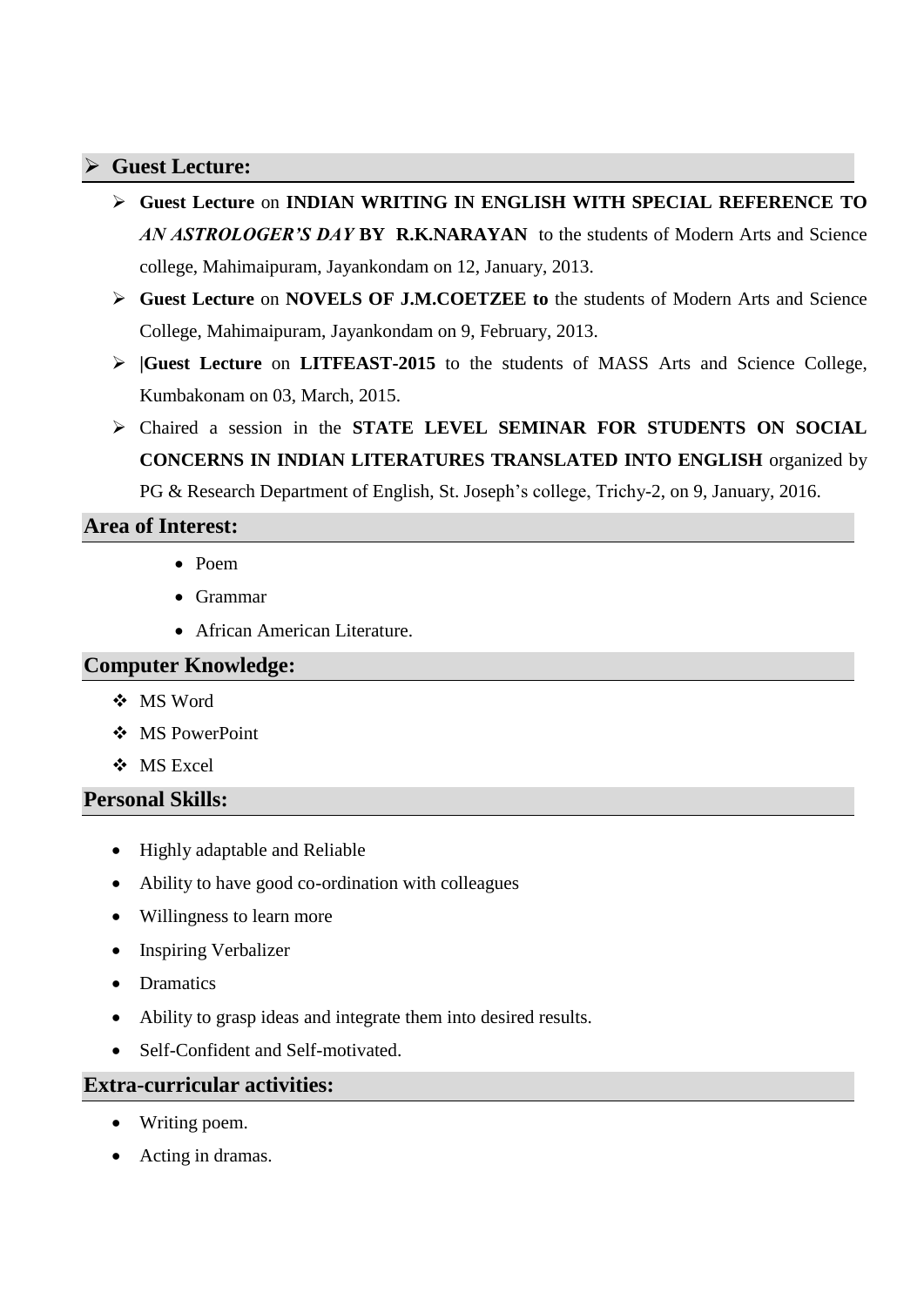## Guest Lecture:

- **Guest Lecture** on **INDIAN WRITING IN ENGLISH WITH SPECIAL REFERENCE TO *AN ASTROLOGER'S DAY* BY R.K.NARAYAN** to the students of Modern Arts and Science college, Mahimaipuram, Jayankondam on 12, January, 2013.
- **Guest Lecture** on **NOVELS OF J.M.COETZEE to** the students of Modern Arts and Science College, Mahimaipuram, Jayankondam on 9, February, 2013.
- **|Guest Lecture** on **LITFEAST-2015** to the students of MASS Arts and Science College, Kumbakonam on 03, March, 2015.
- Chaired a session in the **STATE LEVEL SEMINAR FOR STUDENTS ON SOCIAL CONCERNS IN INDIAN LITERATURES TRANSLATED INTO ENGLISH** organized by PG & Research Department of English, St. Joseph's college, Trichy-2, on 9, January, 2016.

## Area of Interest:

- Poem
- Grammar
- African American Literature.

## Computer Knowledge:

- MS Word
- MS PowerPoint
- MS Excel

## Personal Skills:

- Highly adaptable and Reliable
- Ability to have good co-ordination with colleagues
- Willingness to learn more
- Inspiring Verbalizer
- Dramatics
- Ability to grasp ideas and integrate them into desired results.
- Self-Confident and Self-motivated.

## Extra-curricular activities:

- Writing poem.
- Acting in dramas.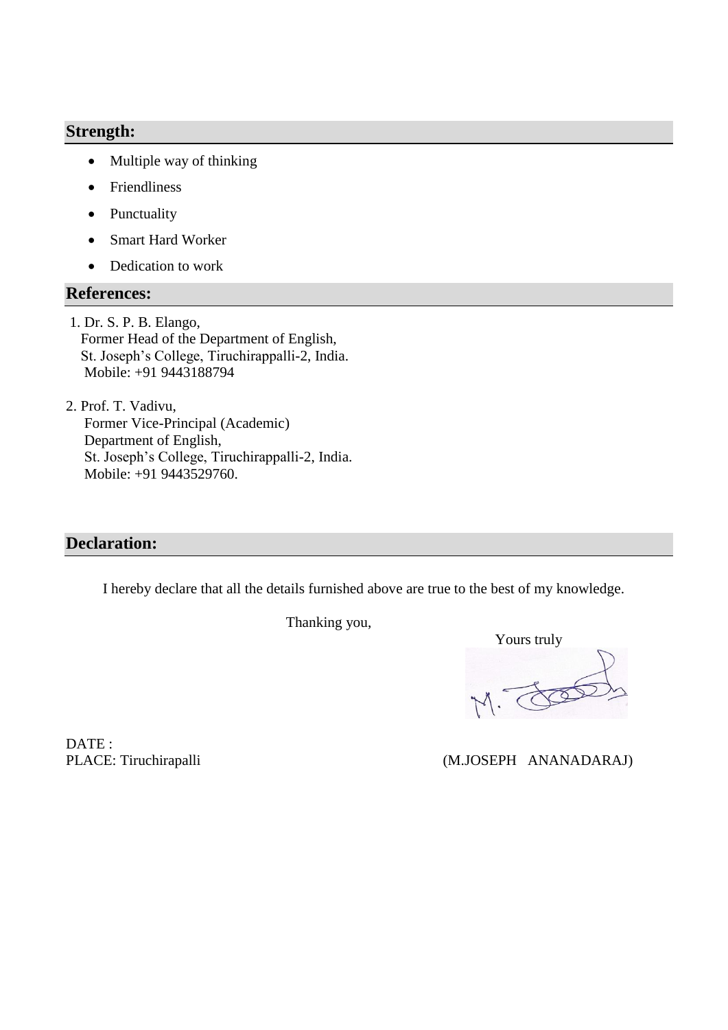## Strength:

- Multiple way of thinking
- Friendliness
- Punctuality
- Smart Hard Worker
- Dedication to work

## References:

1. Dr. S. P. B. Elango,
   Former Head of the Department of English,
   St. Joseph's College, Tiruchirappalli-2, India.
   Mobile: +91 9443188794

2. Prof. T. Vadivu,
   Former Vice-Principal (Academic)
   Department of English,
   St. Joseph's College, Tiruchirappalli-2, India.
   Mobile: +91 9443529760.

## Declaration:

I hereby declare that all the details furnished above are true to the best of my knowledge.

Thanking you,

Yours truly

DATE :
PLACE: Tiruchirapalli

(M.JOSEPH ANANADARAJ)